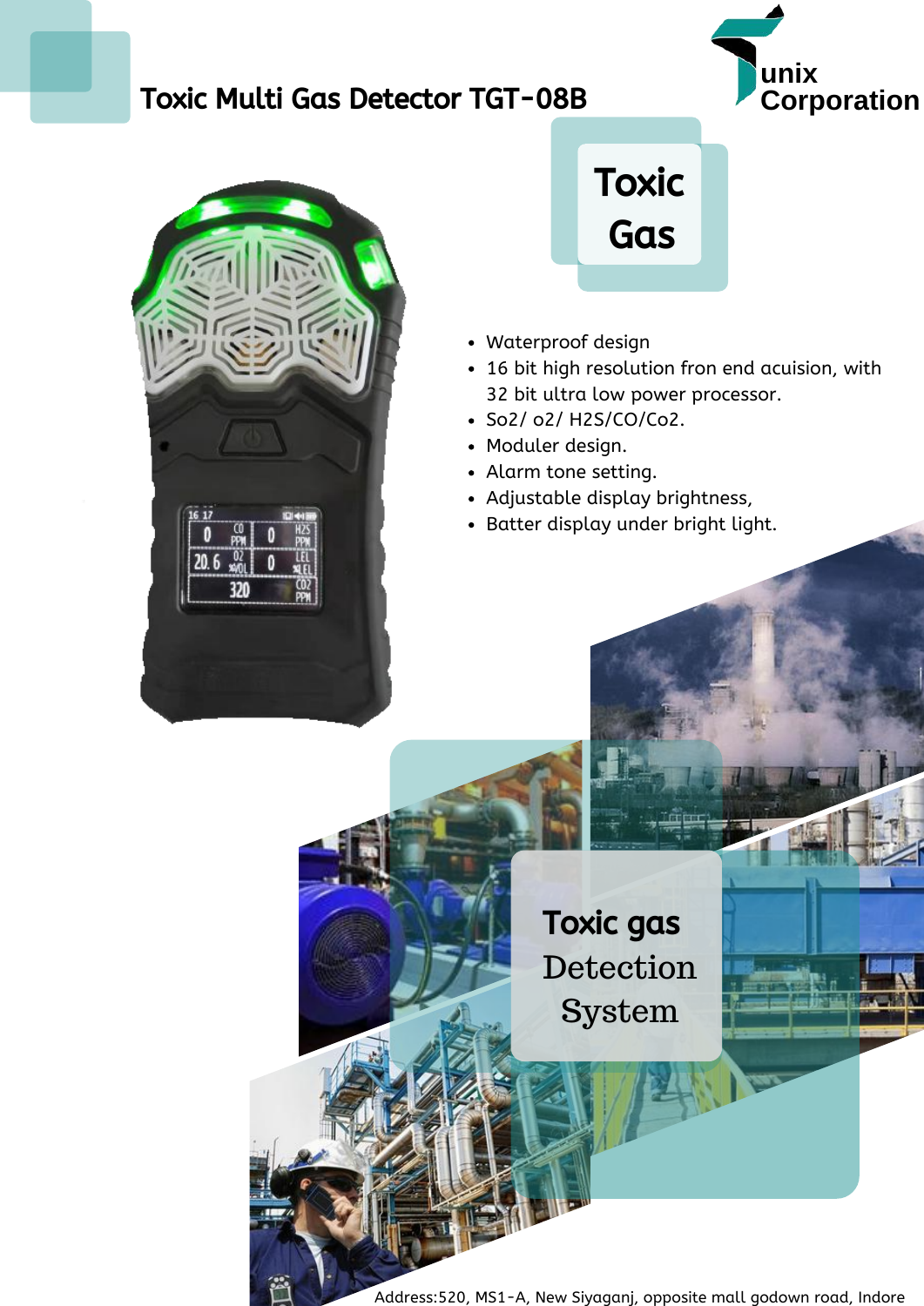# Toxic Multi Gas Detector TGT-08B

unix Corporation

## Toxic Gas

- Waterproof design
- 16 bit high resolution fron end acuision, with 32 bit ultra low power processor.
- So2/ o2/ H2S/CO/Co2.
- Moduler design.
- Alarm tone setting.
- Adjustable display brightness,
- Batter display under bright light.

## Toxic gas Detection System

Address:520, MS1-A, New Siyaganj, opposite mall godown road, Indore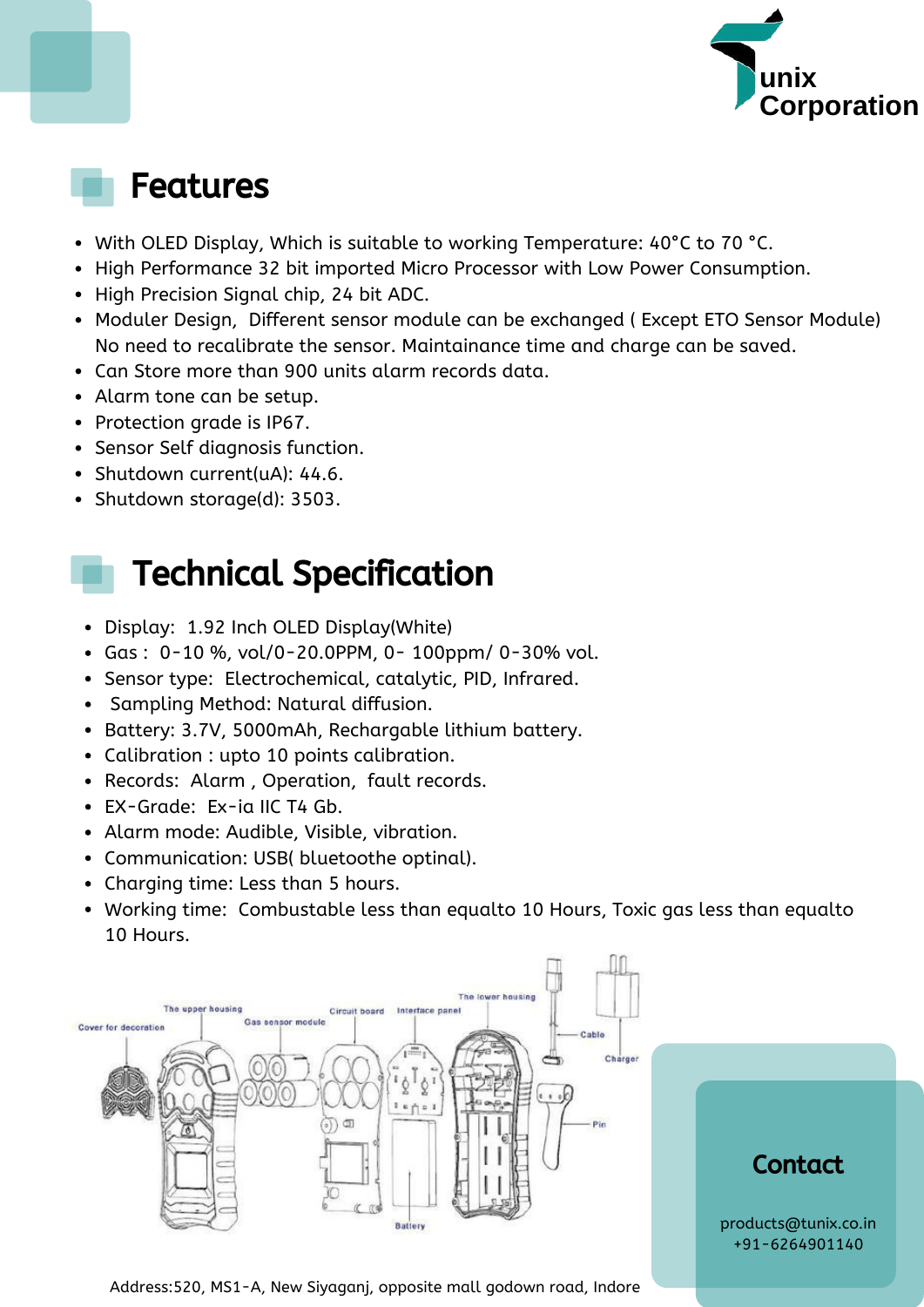Tunix Corporation

## Features

- With OLED Display, Which is suitable to working Temperature: 40°C to 70 °C.
- High Performance 32 bit imported Micro Processor with Low Power Consumption.
- High Precision Signal chip, 24 bit ADC.
- Moduler Design, Different sensor module can be exchanged ( Except ETO Sensor Module) No need to recalibrate the sensor. Maintainance time and charge can be saved.
- Can Store more than 900 units alarm records data.
- Alarm tone can be setup.
- Protection grade is IP67.
- Sensor Self diagnosis function.
- Shutdown current(uA): 44.6.
- Shutdown storage(d): 3503.

## Technical Specification

- Display: 1.92 Inch OLED Display(White)
- Gas : 0-10 %, vol/0-20.0PPM, 0- 100ppm/ 0-30% vol.
- Sensor type: Electrochemical, catalytic, PID, Infrared.
- Sampling Method: Natural diffusion.
- Battery: 3.7V, 5000mAh, Rechargable lithium battery.
- Calibration : upto 10 points calibration.
- Records: Alarm , Operation, fault records.
- EX-Grade: Ex-ia IIC T4 Gb.
- Alarm mode: Audible, Visible, vibration.
- Communication: USB( bluetoothe optinal).
- Charging time: Less than 5 hours.
- Working time: Combustable less than equalto 10 Hours, Toxic gas less than equalto 10 Hours.

Cover for decoration
The upper housing
Gas sensor module
Circuit board
Interface panel
The lower housing
Cable
Charger
Pin
Battery

## Contact

products@tunix.co.in
+91-6264901140

Address:520, MS1-A, New Siyaganj, opposite mall godown road, Indore